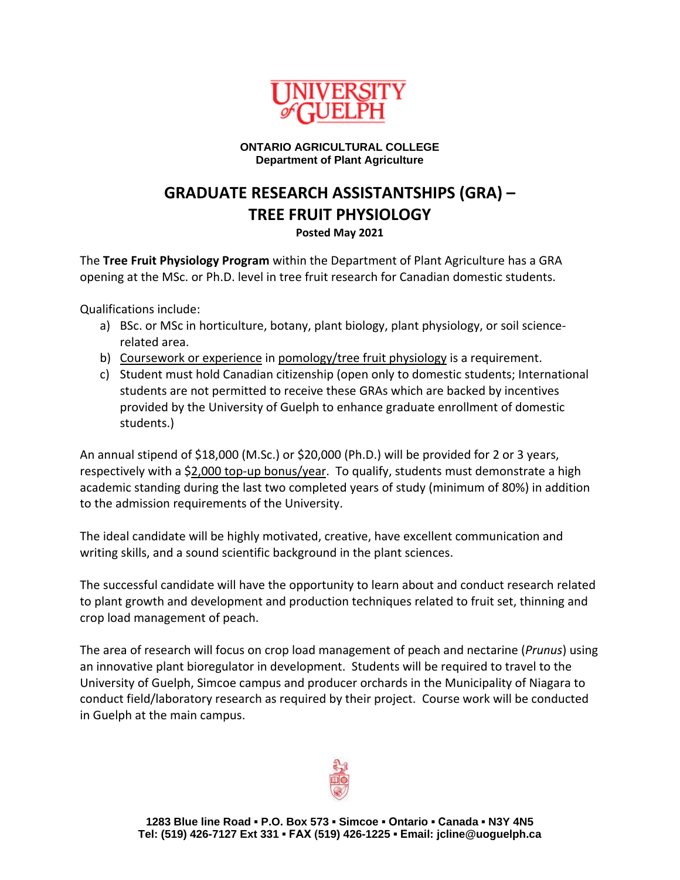UNIVERSITY of GUELPH

**ONTARIO AGRICULTURAL COLLEGE**
**Department of Plant Agriculture**

# GRADUATE RESEARCH ASSISTANTSHIPS (GRA) – TREE FRUIT PHYSIOLOGY

**Posted May 2021**

The **Tree Fruit Physiology Program** within the Department of Plant Agriculture has a GRA opening at the MSc. or Ph.D. level in tree fruit research for Canadian domestic students.

Qualifications include:

a) BSc. or MSc in horticulture, botany, plant biology, plant physiology, or soil science-related area.
b) Coursework or experience in pomology/tree fruit physiology is a requirement.
c) Student must hold Canadian citizenship (open only to domestic students; International students are not permitted to receive these GRAs which are backed by incentives provided by the University of Guelph to enhance graduate enrollment of domestic students.)

An annual stipend of $18,000 (M.Sc.) or $20,000 (Ph.D.) will be provided for 2 or 3 years, respectively with a $2,000 top-up bonus/year. To qualify, students must demonstrate a high academic standing during the last two completed years of study (minimum of 80%) in addition to the admission requirements of the University.

The ideal candidate will be highly motivated, creative, have excellent communication and writing skills, and a sound scientific background in the plant sciences.

The successful candidate will have the opportunity to learn about and conduct research related to plant growth and development and production techniques related to fruit set, thinning and crop load management of peach.

The area of research will focus on crop load management of peach and nectarine (*Prunus*) using an innovative plant bioregulator in development. Students will be required to travel to the University of Guelph, Simcoe campus and producer orchards in the Municipality of Niagara to conduct field/laboratory research as required by their project. Course work will be conducted in Guelph at the main campus.

**1283 Blue line Road ▪ P.O. Box 573 ▪ Simcoe ▪ Ontario ▪ Canada ▪ N3Y 4N5**
**Tel: (519) 426-7127 Ext 331 ▪ FAX (519) 426-1225 ▪ Email: jcline@uoguelph.ca**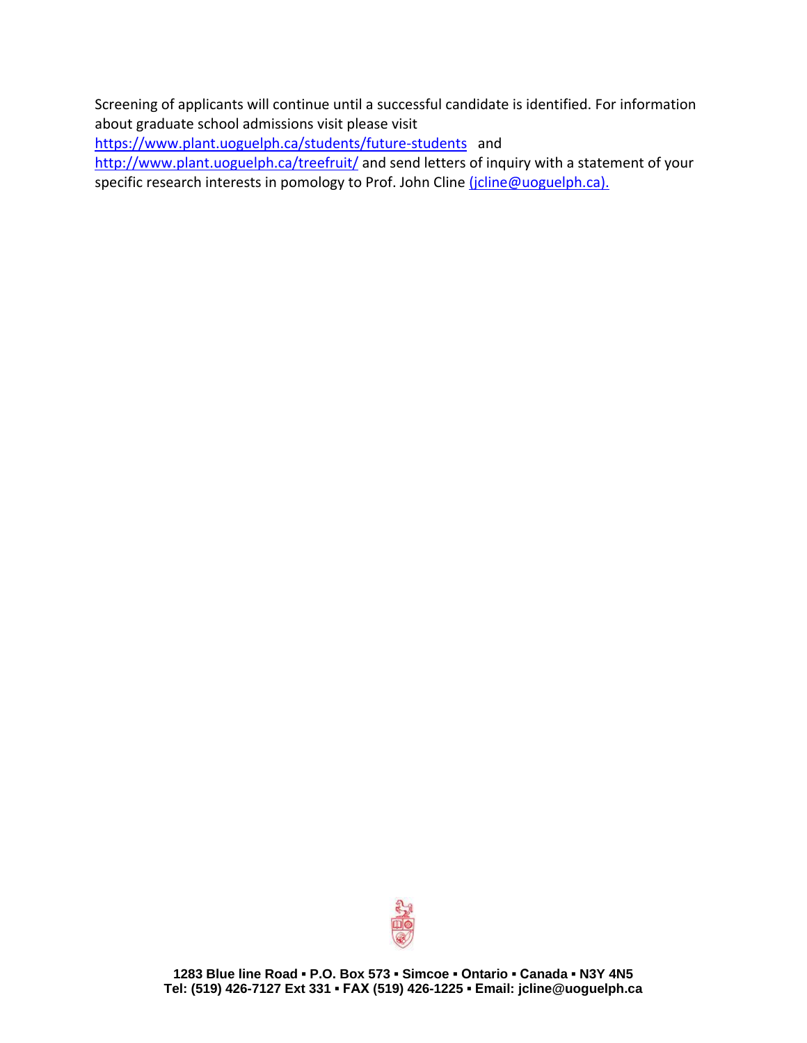Screening of applicants will continue until a successful candidate is identified. For information about graduate school admissions visit please visit https://www.plant.uoguelph.ca/students/future-students and http://www.plant.uoguelph.ca/treefruit/ and send letters of inquiry with a statement of your specific research interests in pomology to Prof. John Cline (jcline@uoguelph.ca).

**1283 Blue line Road ▪ P.O. Box 573 ▪ Simcoe ▪ Ontario ▪ Canada ▪ N3Y 4N5**
**Tel: (519) 426-7127 Ext 331 ▪ FAX (519) 426-1225 ▪ Email: jcline@uoguelph.ca**